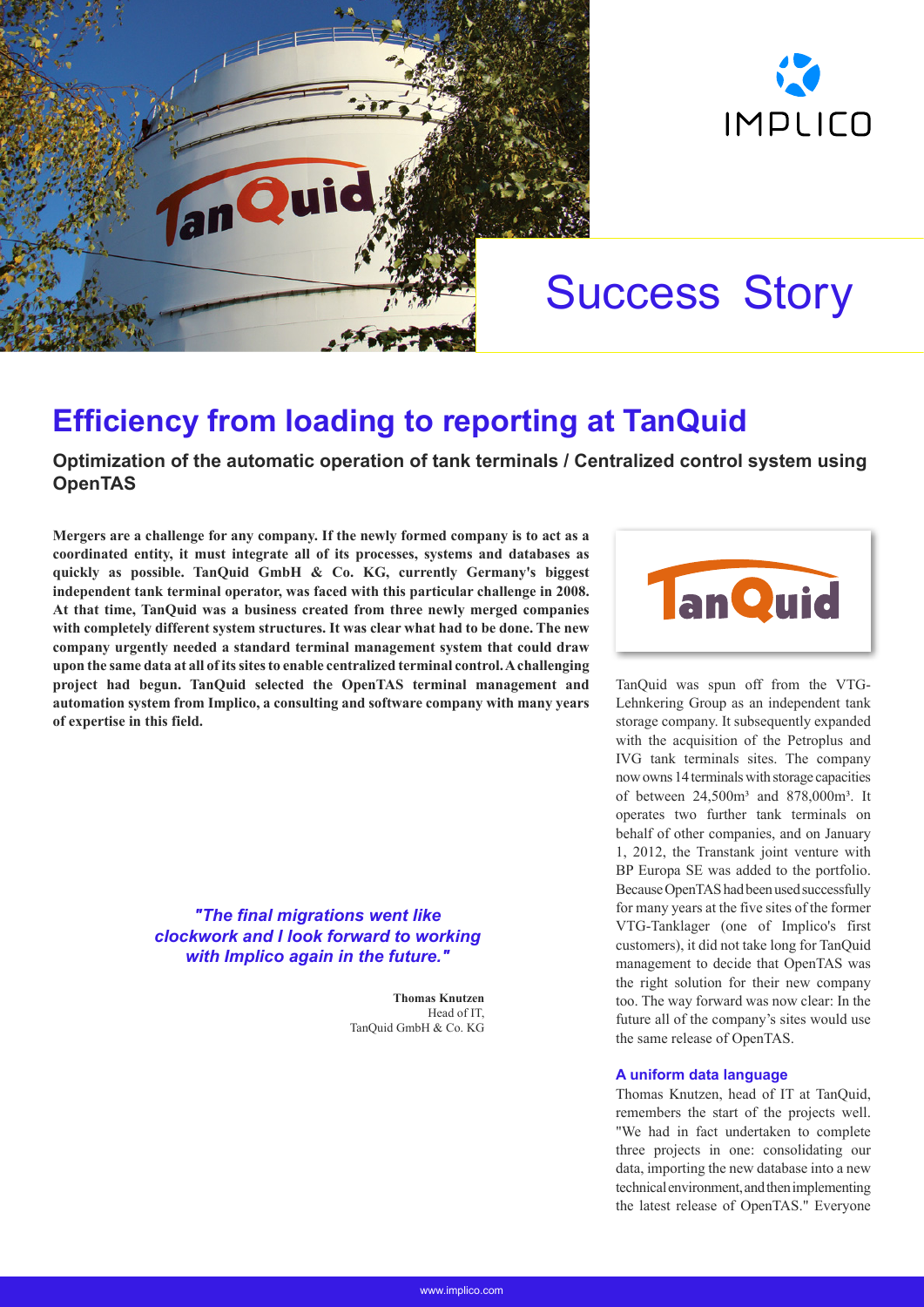# Success Story

# Efficiency from loading to reporting at TanQuid

## Optimization of the automatic operation of tank terminals / Centralized control system using OpenTAS

**Mergers are a challenge for any company. If the newly formed company is to act as a coordinated entity, it must integrate all of its processes, systems and databases as quickly as possible. TanQuid GmbH & Co. KG, currently Germany's biggest independent tank terminal operator, was faced with this particular challenge in 2008. At that time, TanQuid was a business created from three newly merged companies with completely different system structures. It was clear what had to be done. The new company urgently needed a standard terminal management system that could draw upon the same data at all of its sites to enable centralized terminal control. A challenging project had begun. TanQuid selected the OpenTAS terminal management and automation system from Implico, a consulting and software company with many years of expertise in this field.**

> *"The final migrations went like clockwork and I look forward to working with Implico again in the future."*
>
> **Thomas Knutzen**
> Head of IT,
> TanQuid GmbH & Co. KG

TanQuid was spun off from the VTG-Lehnkering Group as an independent tank storage company. It subsequently expanded with the acquisition of the Petroplus and IVG tank terminals sites. The company now owns 14 terminals with storage capacities of between 24,500m³ and 878,000m³. It operates two further tank terminals on behalf of other companies, and on January 1, 2012, the Transtank joint venture with BP Europa SE was added to the portfolio. Because OpenTAS had been used successfully for many years at the five sites of the former VTG-Tanklager (one of Implico's first customers), it did not take long for TanQuid management to decide that OpenTAS was the right solution for their new company too. The way forward was now clear: In the future all of the company's sites would use the same release of OpenTAS.

### A uniform data language

Thomas Knutzen, head of IT at TanQuid, remembers the start of the projects well. "We had in fact undertaken to complete three projects in one: consolidating our data, importing the new database into a new technical environment, and then implementing the latest release of OpenTAS." Everyone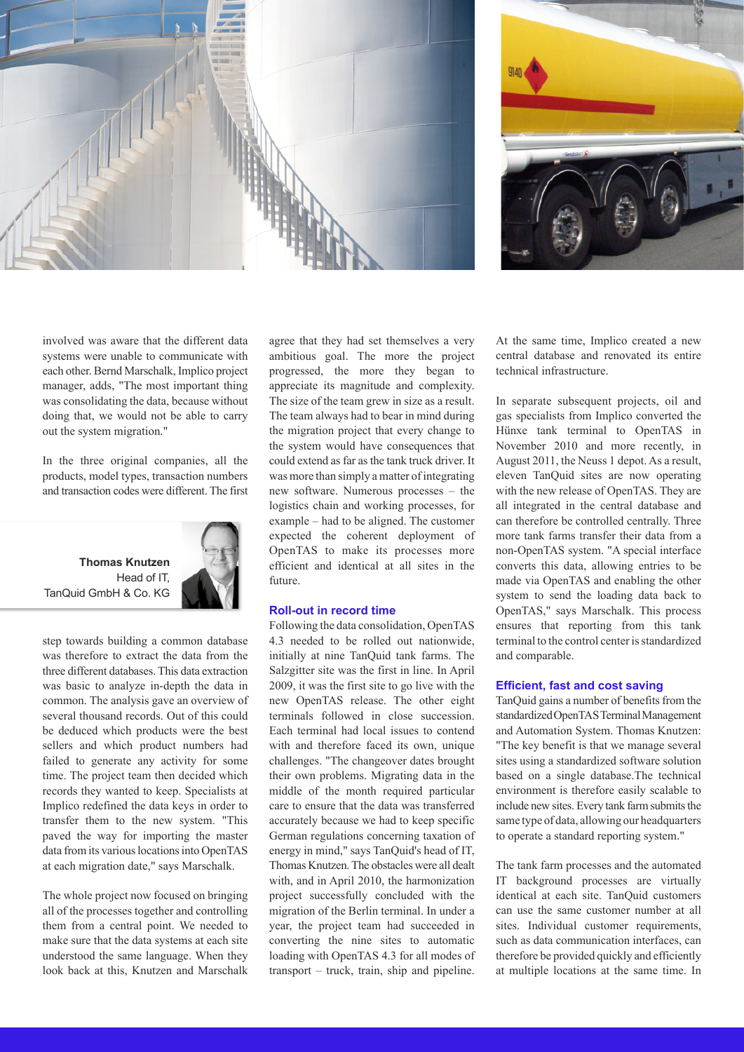involved was aware that the different data systems were unable to communicate with each other. Bernd Marschalk, Implico project manager, adds, "The most important thing was consolidating the data, because without doing that, we would not be able to carry out the system migration."

In the three original companies, all the products, model types, transaction numbers and transaction codes were different. The first step towards building a common database was therefore to extract the data from the three different databases. This data extraction was basic to analyze in-depth the data in common. The analysis gave an overview of several thousand records. Out of this could be deduced which products were the best sellers and which product numbers had failed to generate any activity for some time. The project team then decided which records they wanted to keep. Specialists at Implico redefined the data keys in order to transfer them to the new system. "This paved the way for importing the master data from its various locations into OpenTAS at each migration date," says Marschalk.

**Thomas Knutzen**
Head of IT,
TanQuid GmbH & Co. KG

The whole project now focused on bringing all of the processes together and controlling them from a central point. We needed to make sure that the data systems at each site understood the same language. When they look back at this, Knutzen and Marschalk agree that they had set themselves a very ambitious goal. The more the project progressed, the more they began to appreciate its magnitude and complexity. The size of the team grew in size as a result. The team always had to bear in mind during the migration project that every change to the system would have consequences that could extend as far as the tank truck driver. It was more than simply a matter of integrating new software. Numerous processes – the logistics chain and working processes, for example – had to be aligned. The customer expected the coherent deployment of OpenTAS to make its processes more efficient and identical at all sites in the future.

### Roll-out in record time

Following the data consolidation, OpenTAS 4.3 needed to be rolled out nationwide, initially at nine TanQuid tank farms. The Salzgitter site was the first in line. In April 2009, it was the first site to go live with the new OpenTAS release. The other eight terminals followed in close succession. Each terminal had local issues to contend with and therefore faced its own, unique challenges. "The changeover dates brought their own problems. Migrating data in the middle of the month required particular care to ensure that the data was transferred accurately because we had to keep specific German regulations concerning taxation of energy in mind," says TanQuid's head of IT, Thomas Knutzen. The obstacles were all dealt with, and in April 2010, the harmonization project successfully concluded with the migration of the Berlin terminal. In under a year, the project team had succeeded in converting the nine sites to automatic loading with OpenTAS 4.3 for all modes of transport – truck, train, ship and pipeline. At the same time, Implico created a new central database and renovated its entire technical infrastructure.

In separate subsequent projects, oil and gas specialists from Implico converted the Hünxe tank terminal to OpenTAS in November 2010 and more recently, in August 2011, the Neuss 1 depot. As a result, eleven TanQuid sites are now operating with the new release of OpenTAS. They are all integrated in the central database and can therefore be controlled centrally. Three more tank farms transfer their data from a non-OpenTAS system. "A special interface converts this data, allowing entries to be made via OpenTAS and enabling the other system to send the loading data back to OpenTAS," says Marschalk. This process ensures that reporting from this tank terminal to the control center is standardized and comparable.

### Efficient, fast and cost saving

TanQuid gains a number of benefits from the standardized OpenTAS Terminal Management and Automation System. Thomas Knutzen: "The key benefit is that we manage several sites using a standardized software solution based on a single database.The technical environment is therefore easily scalable to include new sites. Every tank farm submits the same type of data, allowing our headquarters to operate a standard reporting system."

The tank farm processes and the automated IT background processes are virtually identical at each site. TanQuid customers can use the same customer number at all sites. Individual customer requirements, such as data communication interfaces, can therefore be provided quickly and efficiently at multiple locations at the same time. In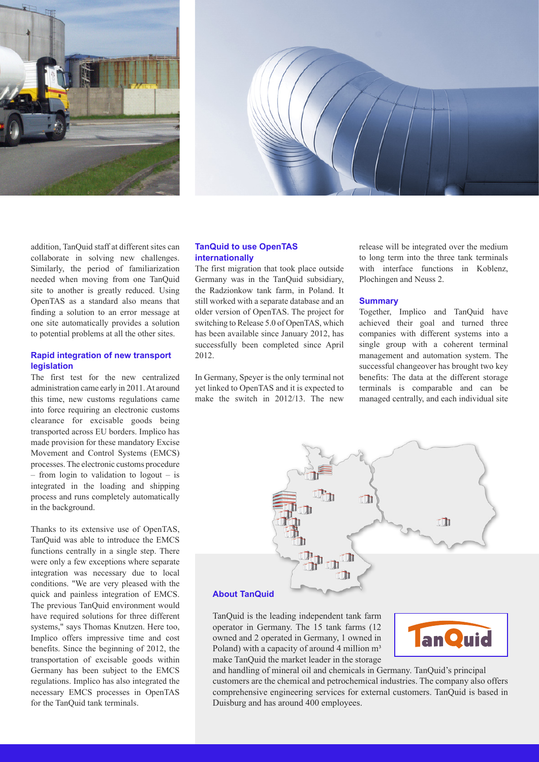addition, TanQuid staff at different sites can collaborate in solving new challenges. Similarly, the period of familiarization needed when moving from one TanQuid site to another is greatly reduced. Using OpenTAS as a standard also means that finding a solution to an error message at one site automatically provides a solution to potential problems at all the other sites.

### Rapid integration of new transport legislation

The first test for the new centralized administration came early in 2011. At around this time, new customs regulations came into force requiring an electronic customs clearance for excisable goods being transported across EU borders. Implico has made provision for these mandatory Excise Movement and Control Systems (EMCS) processes. The electronic customs procedure – from login to validation to logout – is integrated in the loading and shipping process and runs completely automatically in the background.

Thanks to its extensive use of OpenTAS, TanQuid was able to introduce the EMCS functions centrally in a single step. There were only a few exceptions where separate integration was necessary due to local conditions. "We are very pleased with the quick and painless integration of EMCS. The previous TanQuid environment would have required solutions for three different systems," says Thomas Knutzen. Here too, Implico offers impressive time and cost benefits. Since the beginning of 2012, the transportation of excisable goods within Germany has been subject to the EMCS regulations. Implico has also integrated the necessary EMCS processes in OpenTAS for the TanQuid tank terminals.

### TanQuid to use OpenTAS internationally

The first migration that took place outside Germany was in the TanQuid subsidiary, the Radzionkow tank farm, in Poland. It still worked with a separate database and an older version of OpenTAS. The project for switching to Release 5.0 of OpenTAS, which has been available since January 2012, has successfully been completed since April 2012.

In Germany, Speyer is the only terminal not yet linked to OpenTAS and it is expected to make the switch in 2012/13. The new release will be integrated over the medium to long term into the three tank terminals with interface functions in Koblenz, Plochingen and Neuss 2.

### Summary

Together, Implico and TanQuid have achieved their goal and turned three companies with different systems into a single group with a coherent terminal management and automation system. The successful changeover has brought two key benefits: The data at the different storage terminals is comparable and can be managed centrally, and each individual site

### About TanQuid

TanQuid is the leading independent tank farm operator in Germany. The 15 tank farms (12 owned and 2 operated in Germany, 1 owned in Poland) with a capacity of around 4 million m³ make TanQuid the market leader in the storage and handling of mineral oil and chemicals in Germany. TanQuid's principal customers are the chemical and petrochemical industries. The company also offers comprehensive engineering services for external customers. TanQuid is based in Duisburg and has around 400 employees.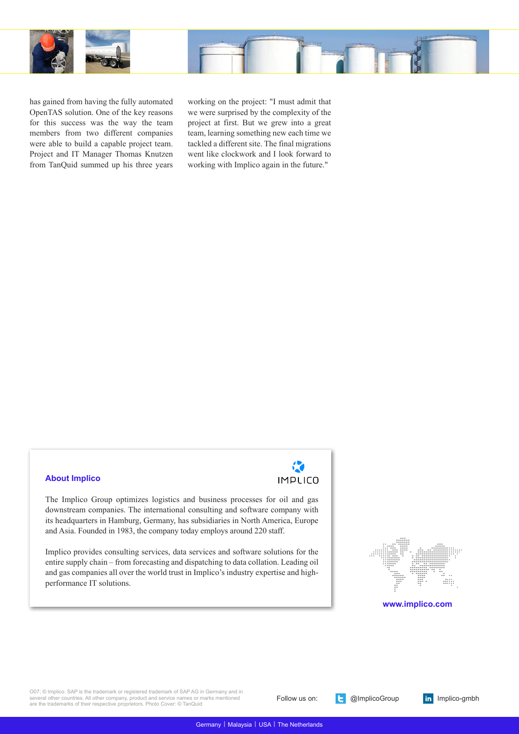has gained from having the fully automated OpenTAS solution. One of the key reasons for this success was the way the team members from two different companies were able to build a capable project team. Project and IT Manager Thomas Knutzen from TanQuid summed up his three years working on the project: "I must admit that we were surprised by the complexity of the project at first. But we grew into a great team, learning something new each time we tackled a different site. The final migrations went like clockwork and I look forward to working with Implico again in the future."

## About Implico

IMPLICO

The Implico Group optimizes logistics and business processes for oil and gas downstream companies. The international consulting and software company with its headquarters in Hamburg, Germany, has subsidiaries in North America, Europe and Asia. Founded in 1983, the company today employs around 220 staff.

Implico provides consulting services, data services and software solutions for the entire supply chain – from forecasting and dispatching to data collation. Leading oil and gas companies all over the world trust in Implico's industry expertise and high-performance IT solutions.

**www.implico.com**

O07; © Implico. SAP is the trademark or registered trademark of SAP AG in Germany and in several other countries. All other company, product and service names or marks mentioned are the trademarks of their respective proprietors. Photo Cover: © TanQuid

Follow us on: @ImplicoGroup Implico-gmbh

Germany | Malaysia | USA | The Netherlands